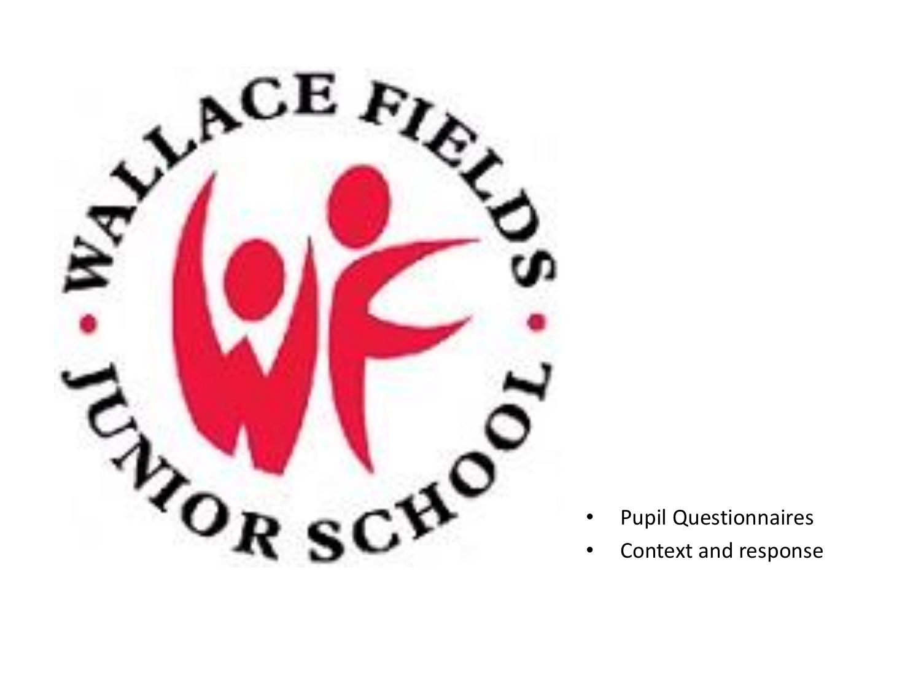WALLACE FIELDS JUNIOR SCHOOL

- Pupil Questionnaires
- Context and response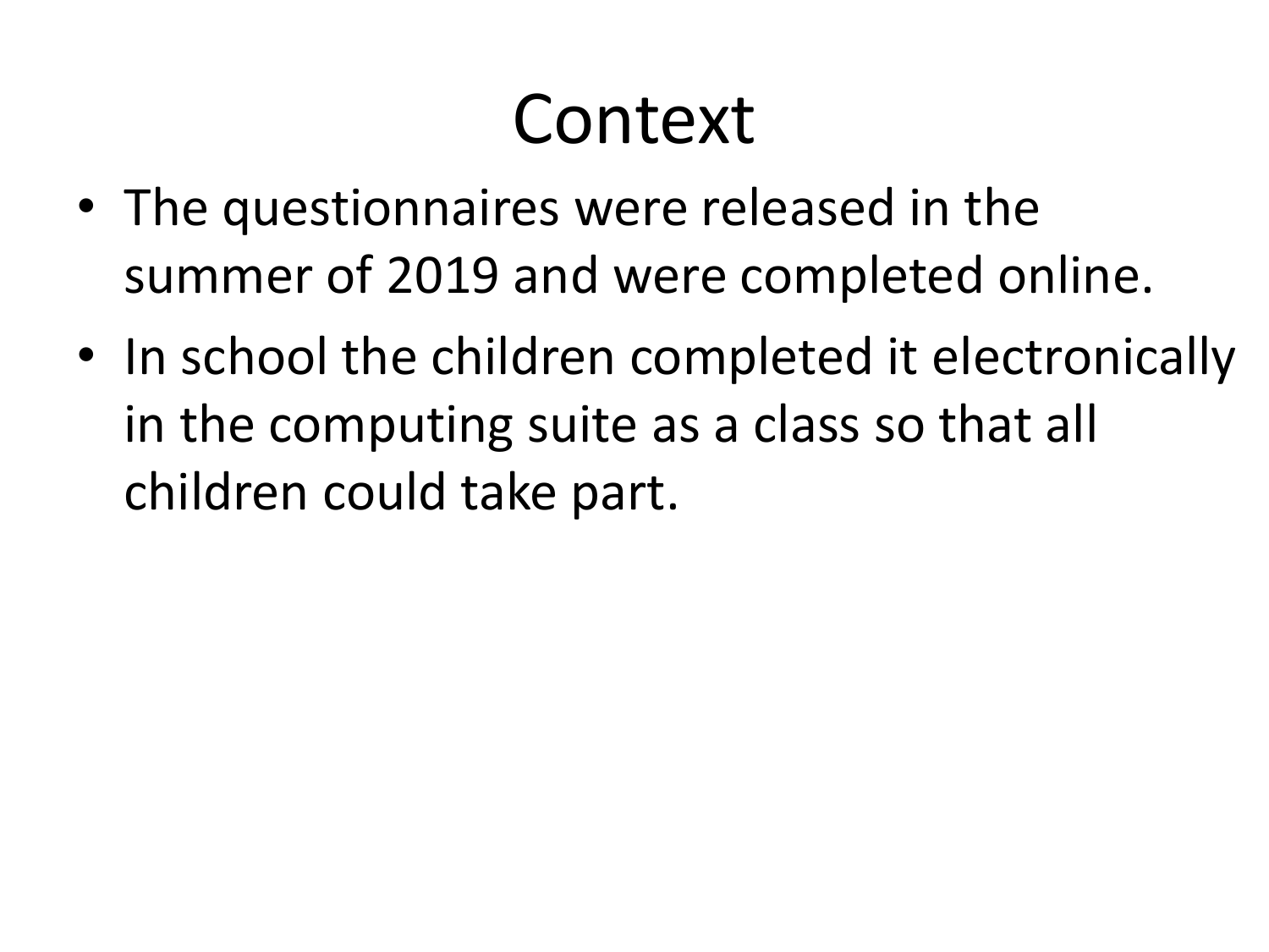# Context

- The questionnaires were released in the summer of 2019 and were completed online.
- In school the children completed it electronically in the computing suite as a class so that all children could take part.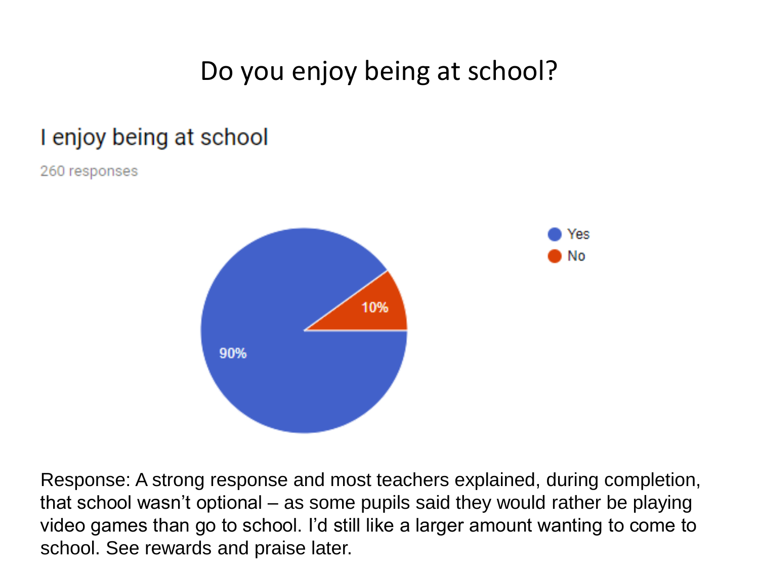# Do you enjoy being at school?

## I enjoy being at school

260 responses

- Yes: 90%
- No: 10%

Response: A strong response and most teachers explained, during completion, that school wasn't optional – as some pupils said they would rather be playing video games than go to school. I'd still like a larger amount wanting to come to school. See rewards and praise later.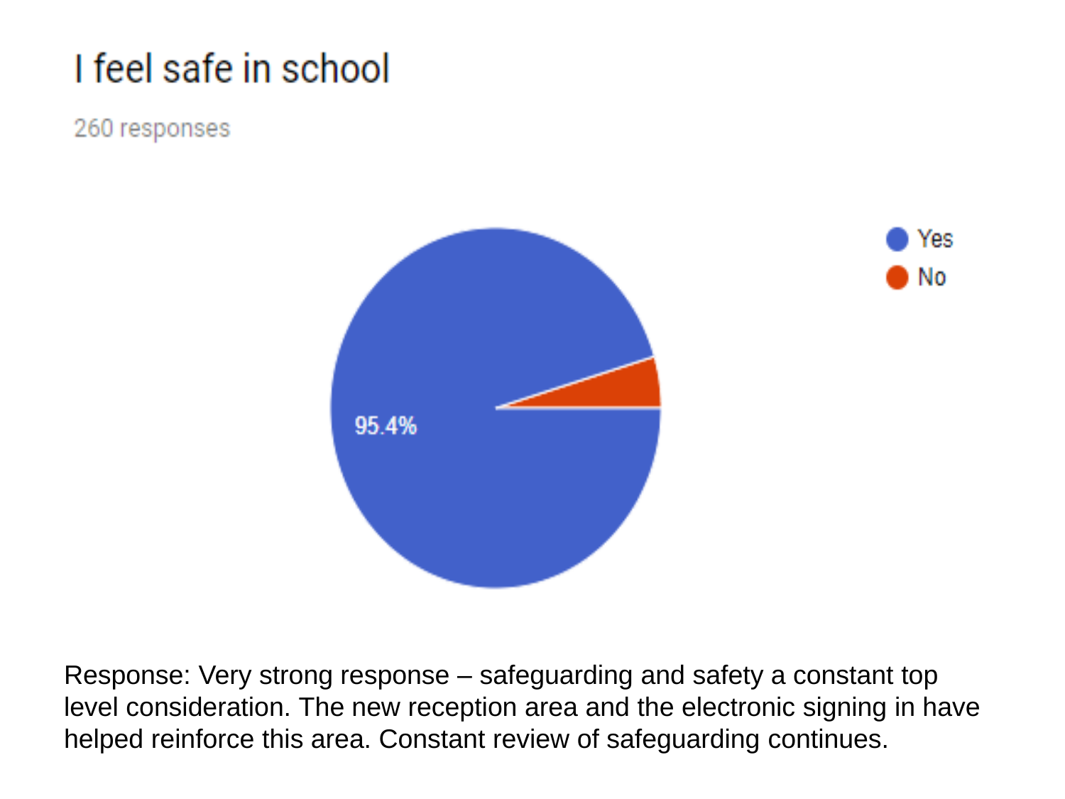# I feel safe in school

260 responses

- Yes
- No

95.4%

Response: Very strong response – safeguarding and safety a constant top level consideration. The new reception area and the electronic signing in have helped reinforce this area. Constant review of safeguarding continues.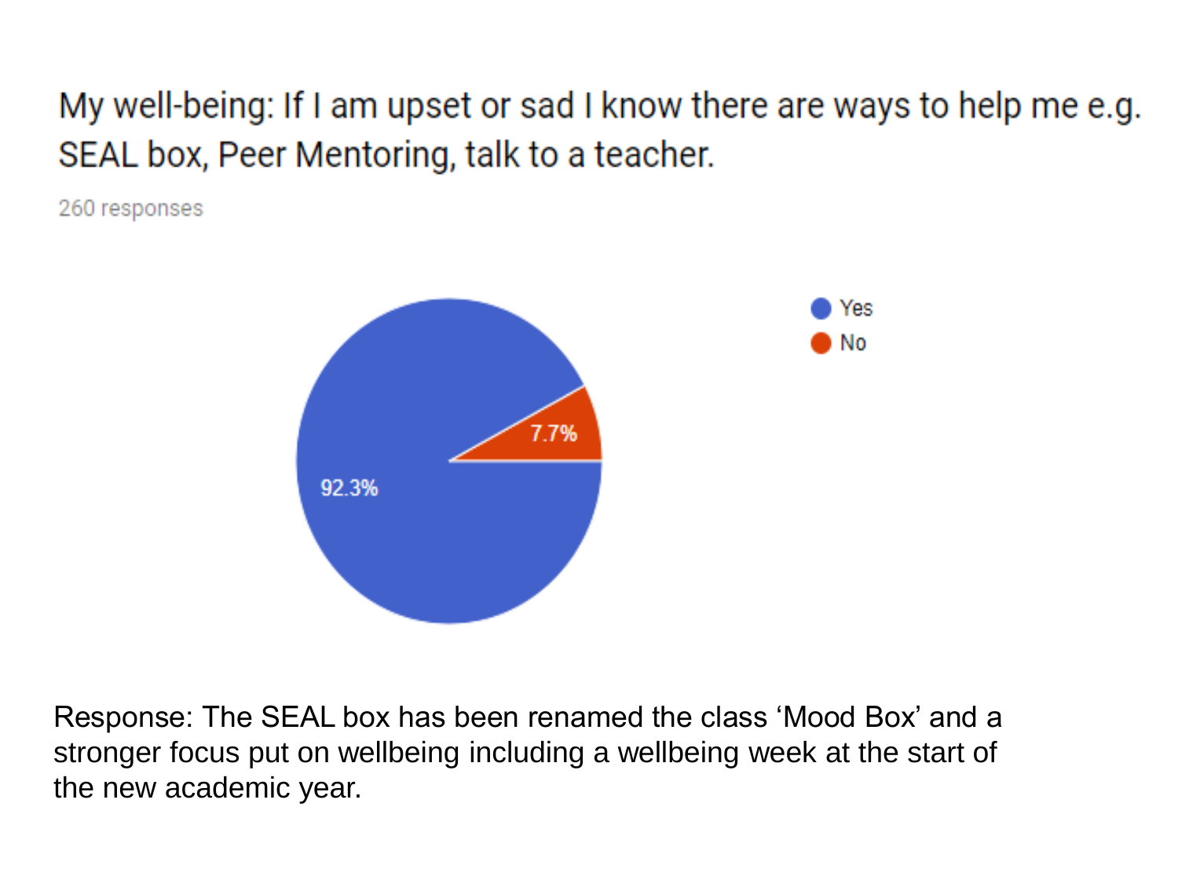## My well-being: If I am upset or sad I know there are ways to help me e.g. SEAL box, Peer Mentoring, talk to a teacher.

260 responses

| Answer | Percentage |
| --- | --- |
| Yes | 92.3% |
| No | 7.7% |

Response: The SEAL box has been renamed the class 'Mood Box' and a stronger focus put on wellbeing including a wellbeing week at the start of the new academic year.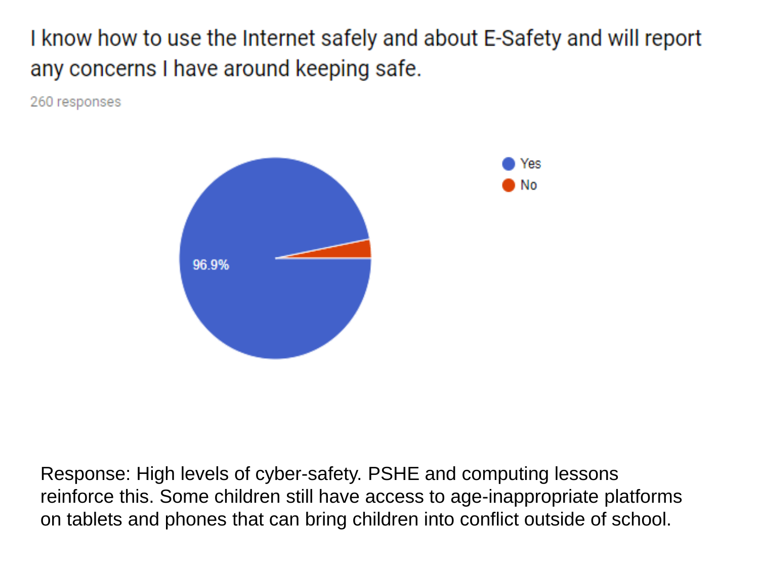I know how to use the Internet safely and about E-Safety and will report any concerns I have around keeping safe.

260 responses

- Yes
- No

96.9%

Response: High levels of cyber-safety. PSHE and computing lessons reinforce this. Some children still have access to age-inappropriate platforms on tablets and phones that can bring children into conflict outside of school.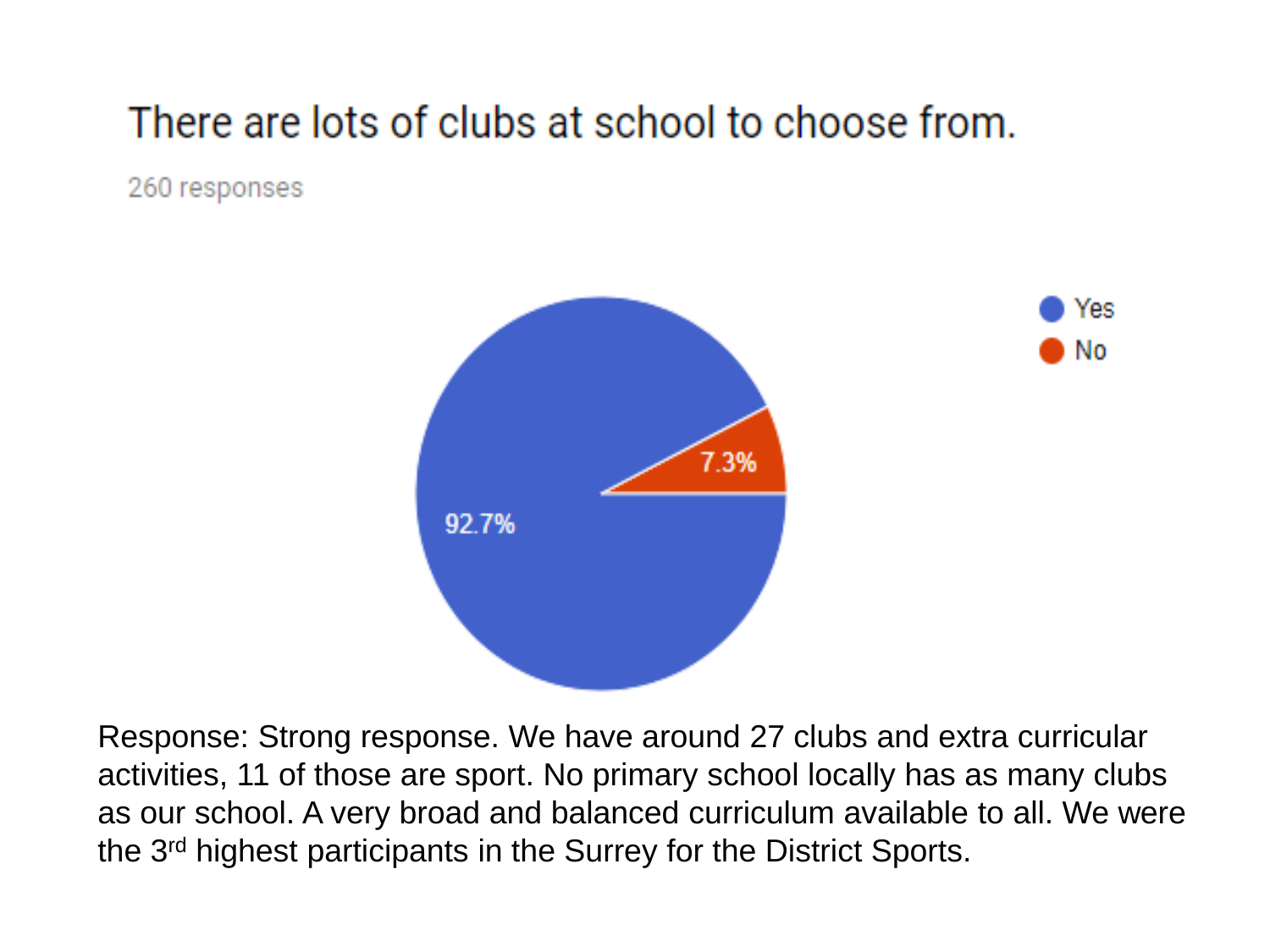## There are lots of clubs at school to choose from.

260 responses

| Response | Percentage |
| --- | --- |
| Yes | 92.7% |
| No | 7.3% |

Response: Strong response. We have around 27 clubs and extra curricular activities, 11 of those are sport. No primary school locally has as many clubs as our school. A very broad and balanced curriculum available to all. We were the 3rd highest participants in the Surrey for the District Sports.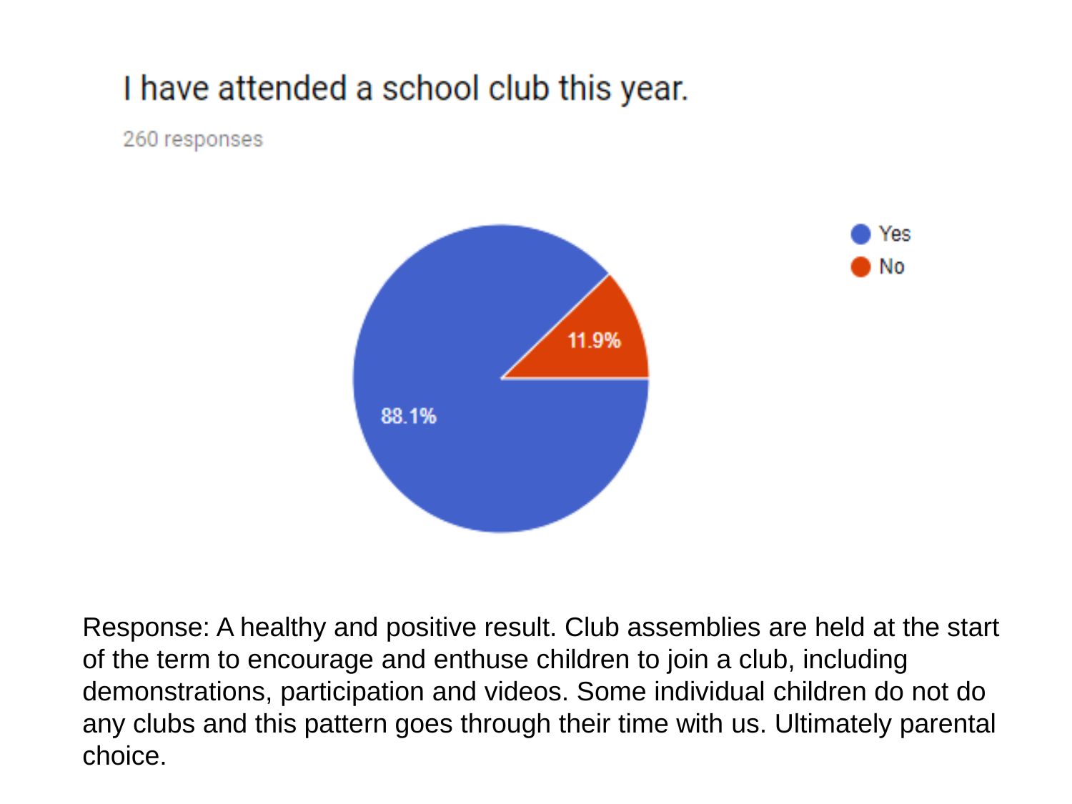## I have attended a school club this year.

260 responses

- Yes: 88.1%
- No: 11.9%

Response: A healthy and positive result. Club assemblies are held at the start of the term to encourage and enthuse children to join a club, including demonstrations, participation and videos. Some individual children do not do any clubs and this pattern goes through their time with us. Ultimately parental choice.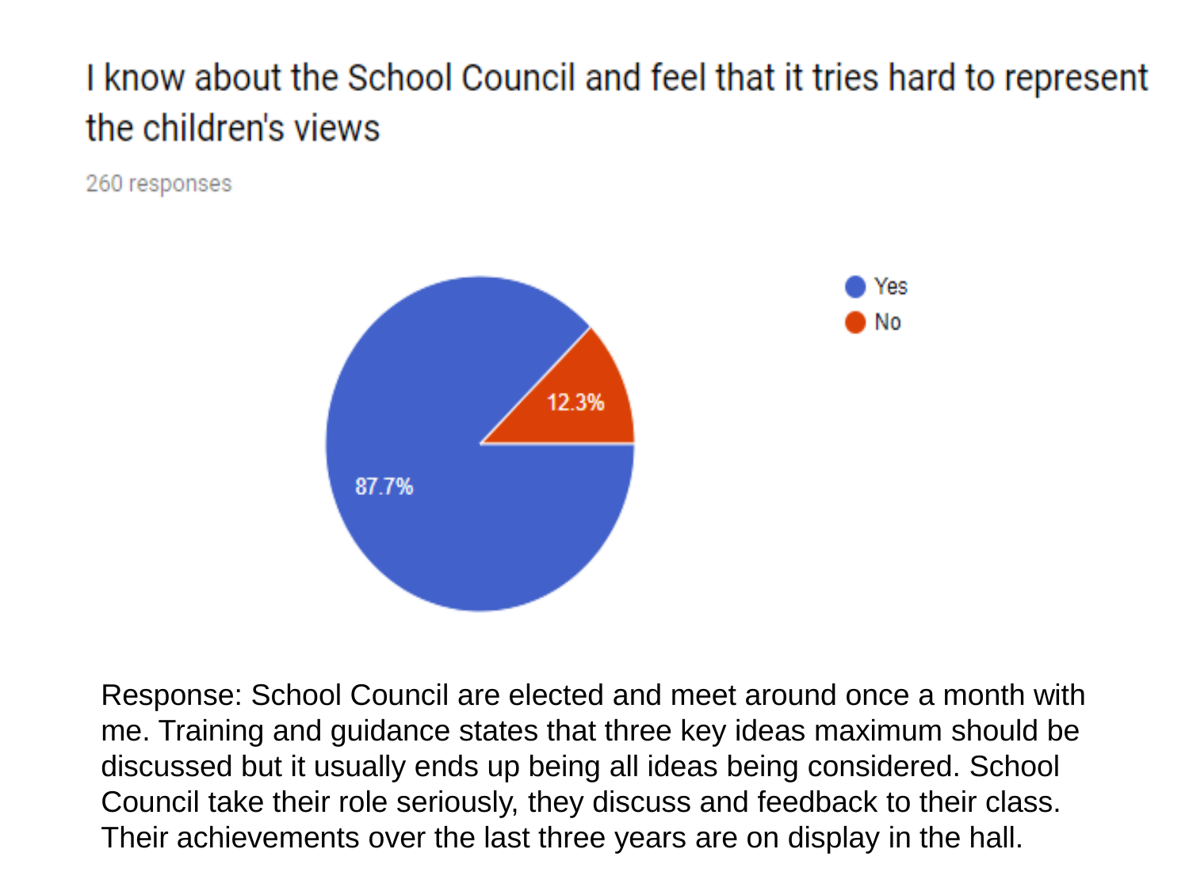## I know about the School Council and feel that it tries hard to represent the children's views

260 responses

- Yes: 87.7%
- No: 12.3%

Response: School Council are elected and meet around once a month with me. Training and guidance states that three key ideas maximum should be discussed but it usually ends up being all ideas being considered. School Council take their role seriously, they discuss and feedback to their class. Their achievements over the last three years are on display in the hall.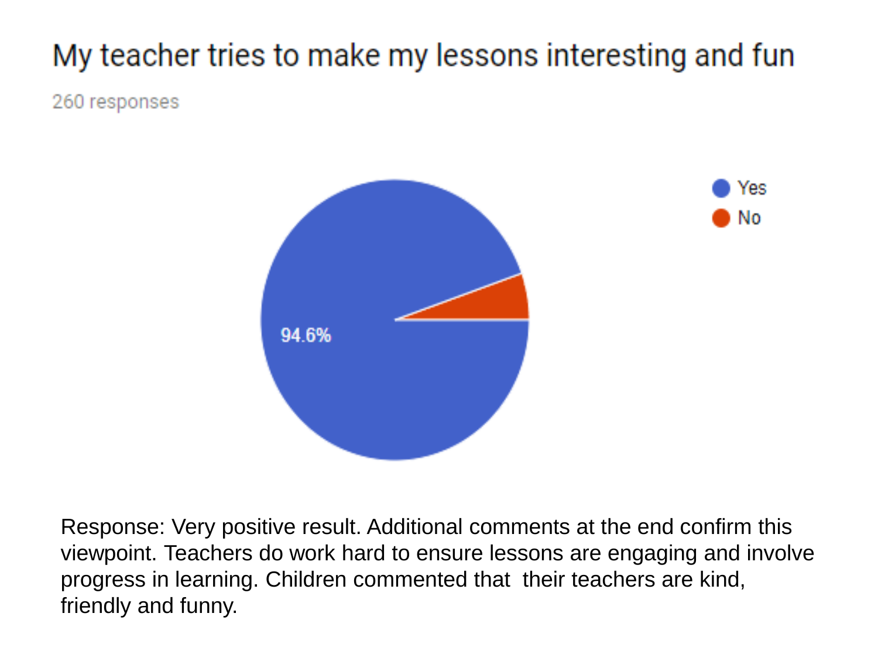## My teacher tries to make my lessons interesting and fun

260 responses

- Yes: 94.6%
- No

Response: Very positive result. Additional comments at the end confirm this viewpoint. Teachers do work hard to ensure lessons are engaging and involve progress in learning. Children commented that their teachers are kind, friendly and funny.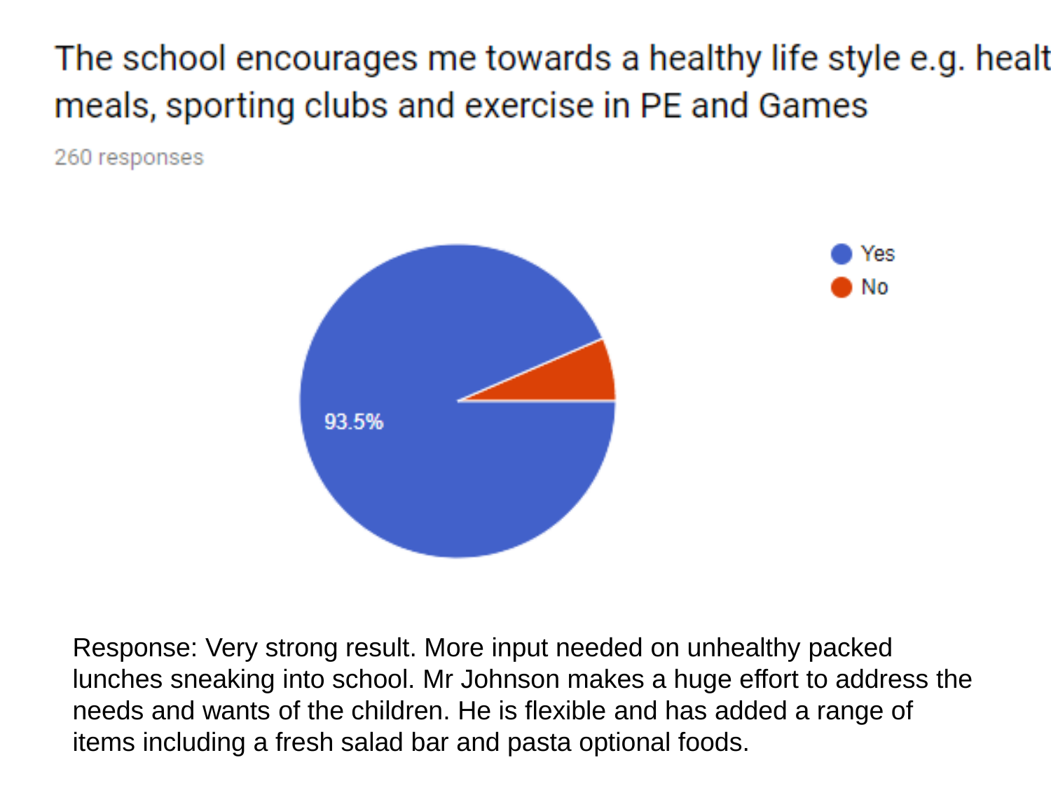The school encourages me towards a healthy life style e.g. healt meals, sporting clubs and exercise in PE and Games

260 responses

- Yes: 93.5%
- No

Response: Very strong result. More input needed on unhealthy packed lunches sneaking into school. Mr Johnson makes a huge effort to address the needs and wants of the children. He is flexible and has added a range of items including a fresh salad bar and pasta optional foods.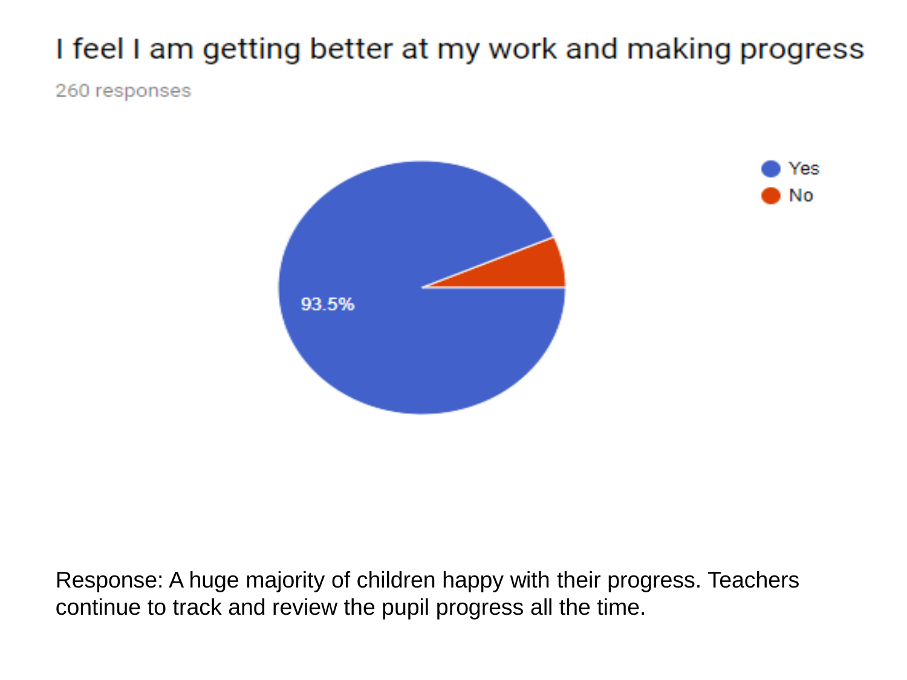## I feel I am getting better at my work and making progress

260 responses

- Yes: 93.5%
- No

Response: A huge majority of children happy with their progress. Teachers continue to track and review the pupil progress all the time.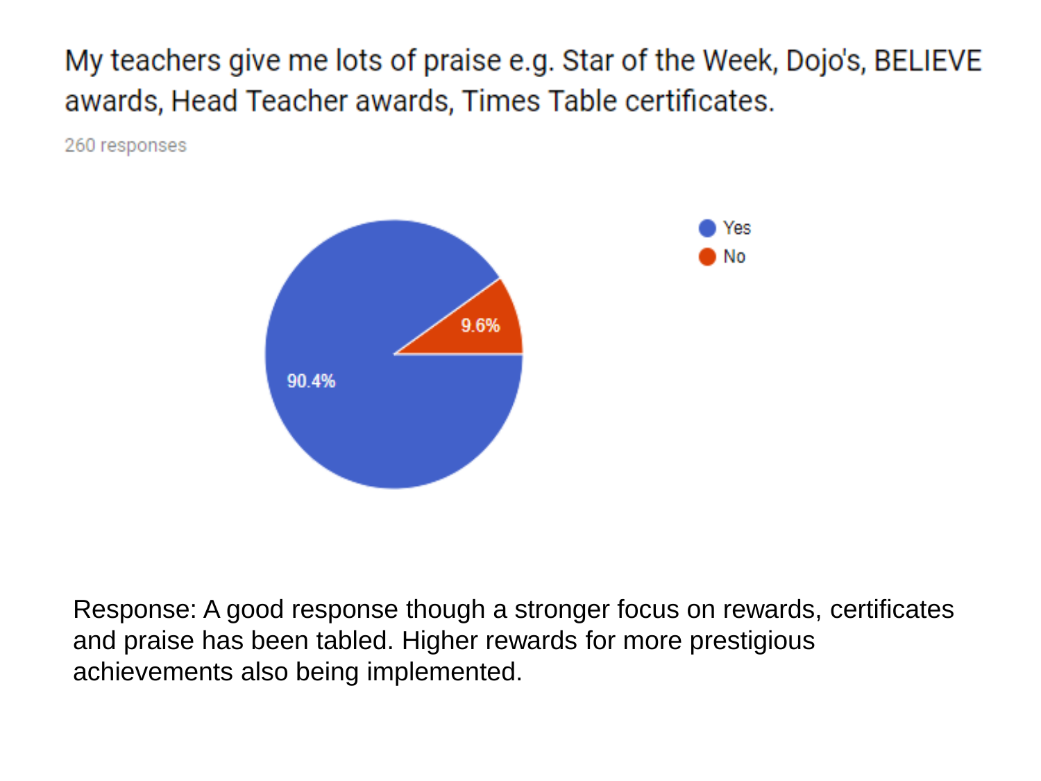## My teachers give me lots of praise e.g. Star of the Week, Dojo's, BELIEVE awards, Head Teacher awards, Times Table certificates.

260 responses

| Response | Percentage |
| --- | --- |
| Yes | 90.4% |
| No | 9.6% |

Response: A good response though a stronger focus on rewards, certificates and praise has been tabled. Higher rewards for more prestigious achievements also being implemented.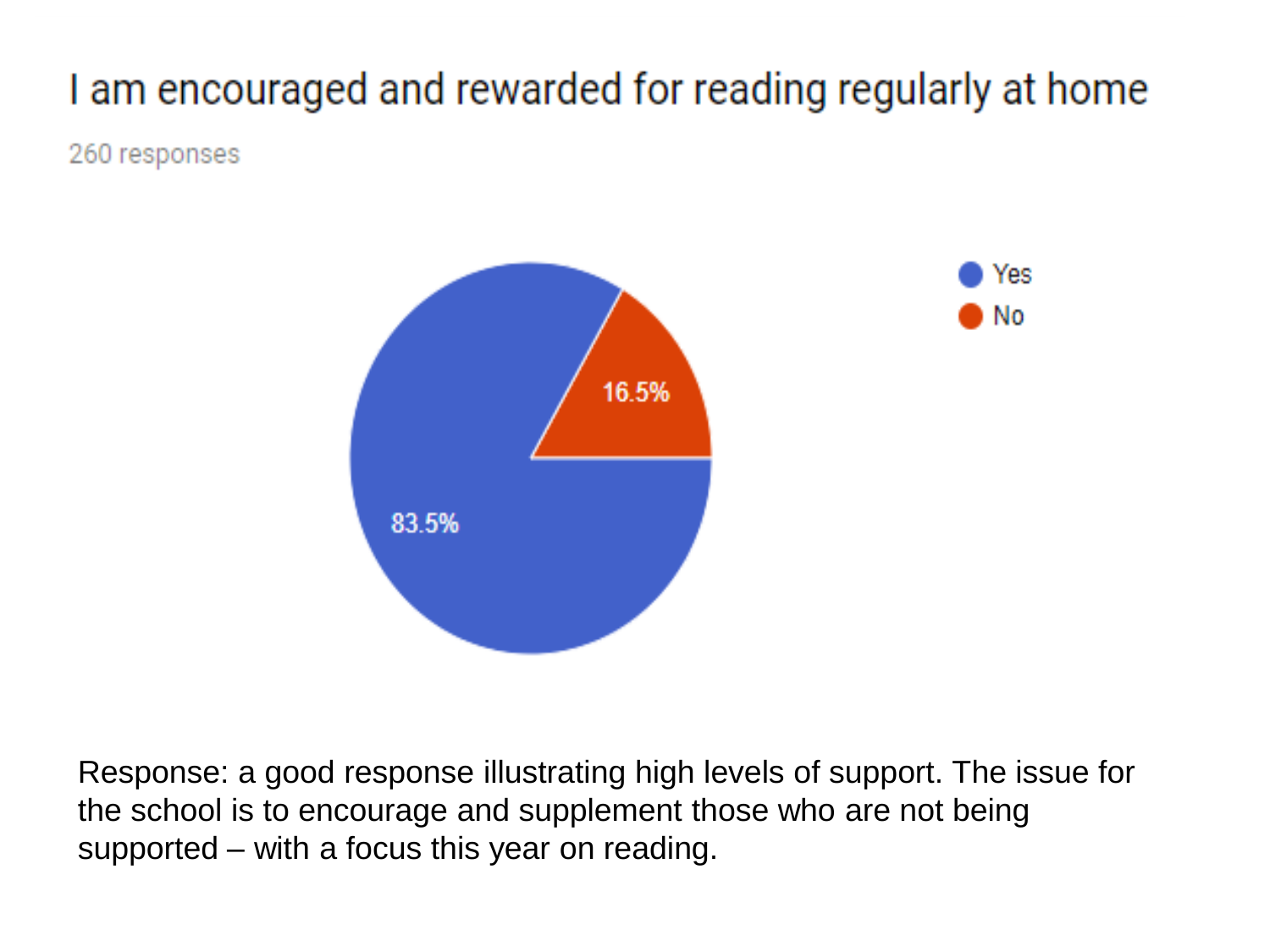# I am encouraged and rewarded for reading regularly at home

260 responses

| Response | Percentage |
| --- | --- |
| Yes | 83.5% |
| No | 16.5% |

Response: a good response illustrating high levels of support. The issue for the school is to encourage and supplement those who are not being supported – with a focus this year on reading.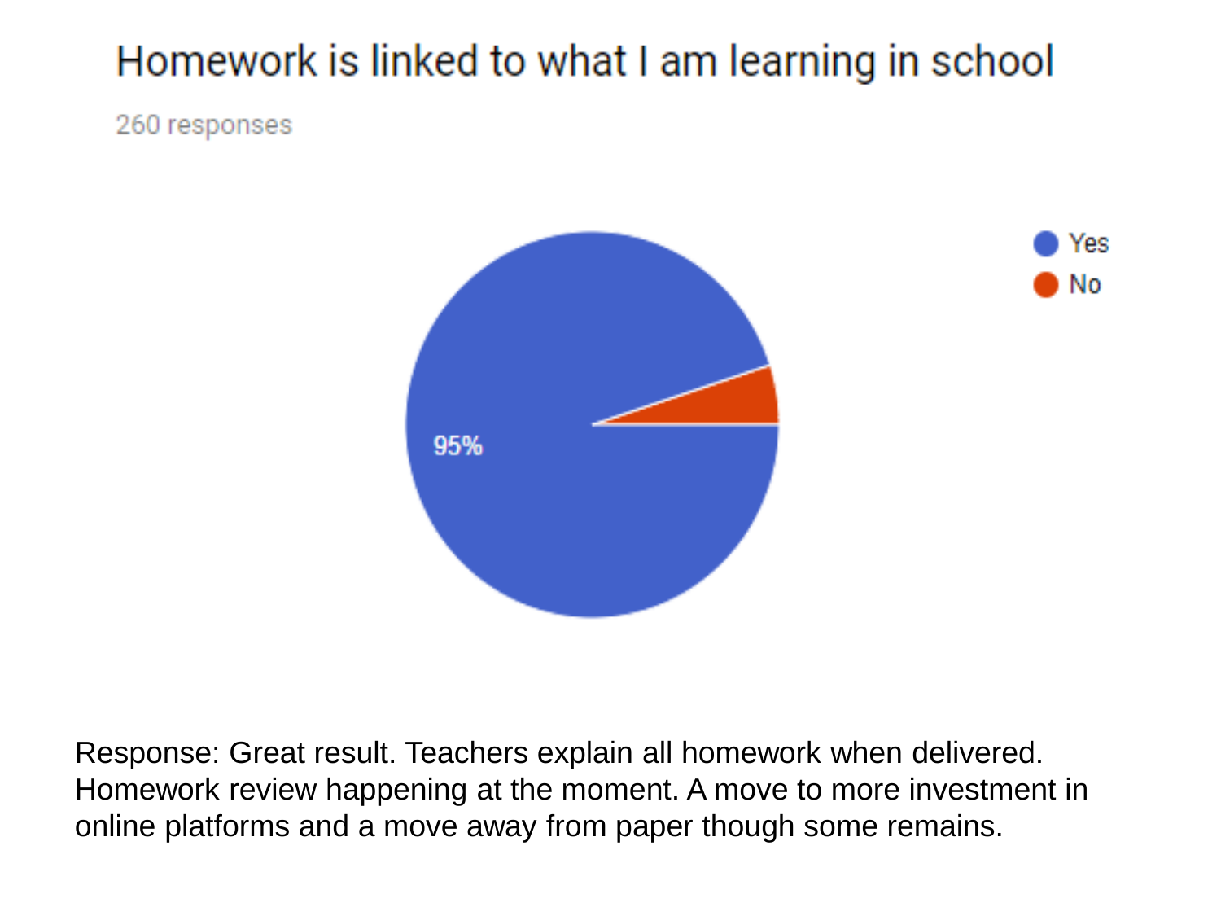## Homework is linked to what I am learning in school

260 responses

Yes

No

95%

Response: Great result. Teachers explain all homework when delivered. Homework review happening at the moment. A move to more investment in online platforms and a move away from paper though some remains.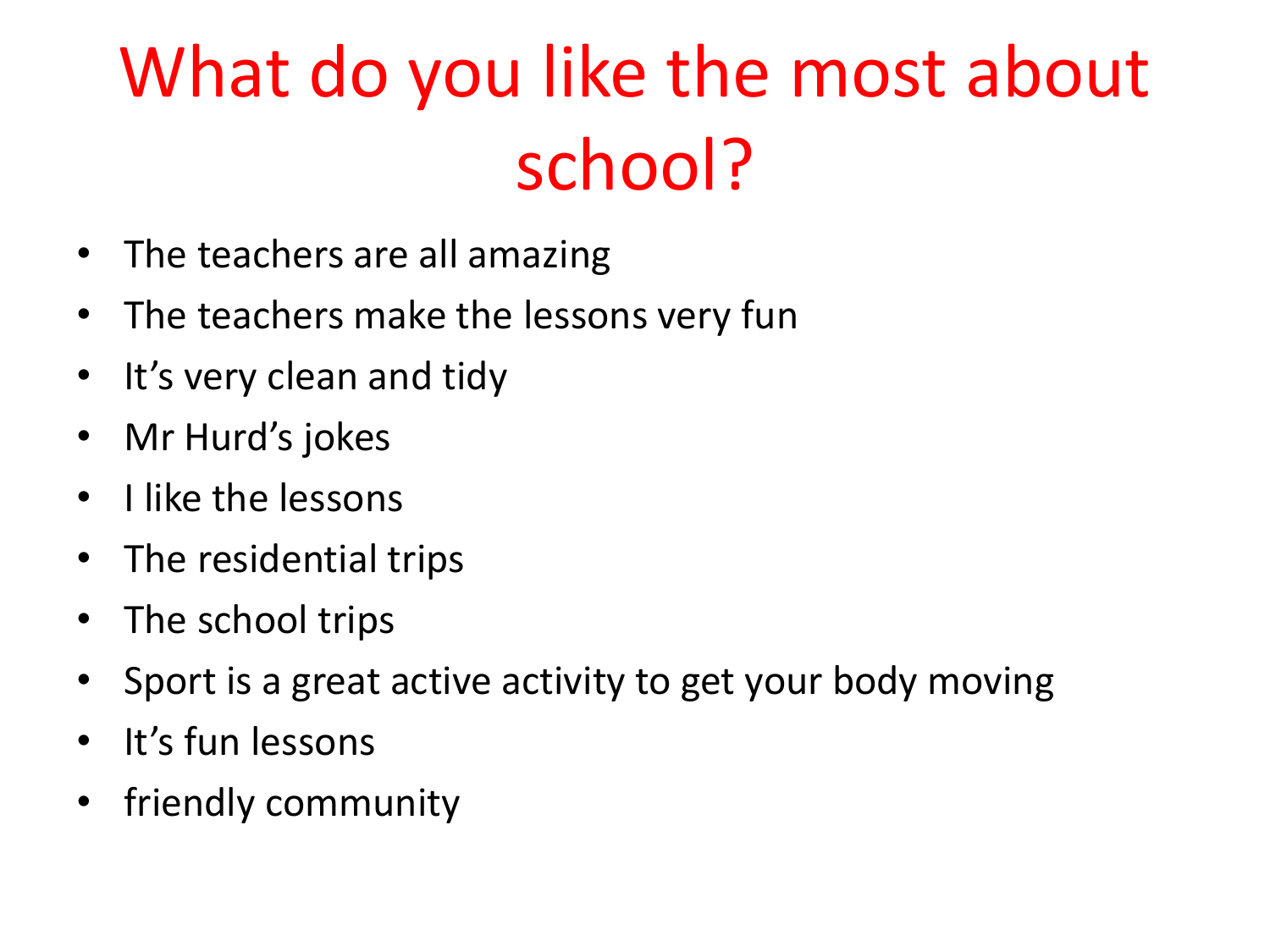# What do you like the most about school?

- The teachers are all amazing
- The teachers make the lessons very fun
- It's very clean and tidy
- Mr Hurd's jokes
- I like the lessons
- The residential trips
- The school trips
- Sport is a great active activity to get your body moving
- It's fun lessons
- friendly community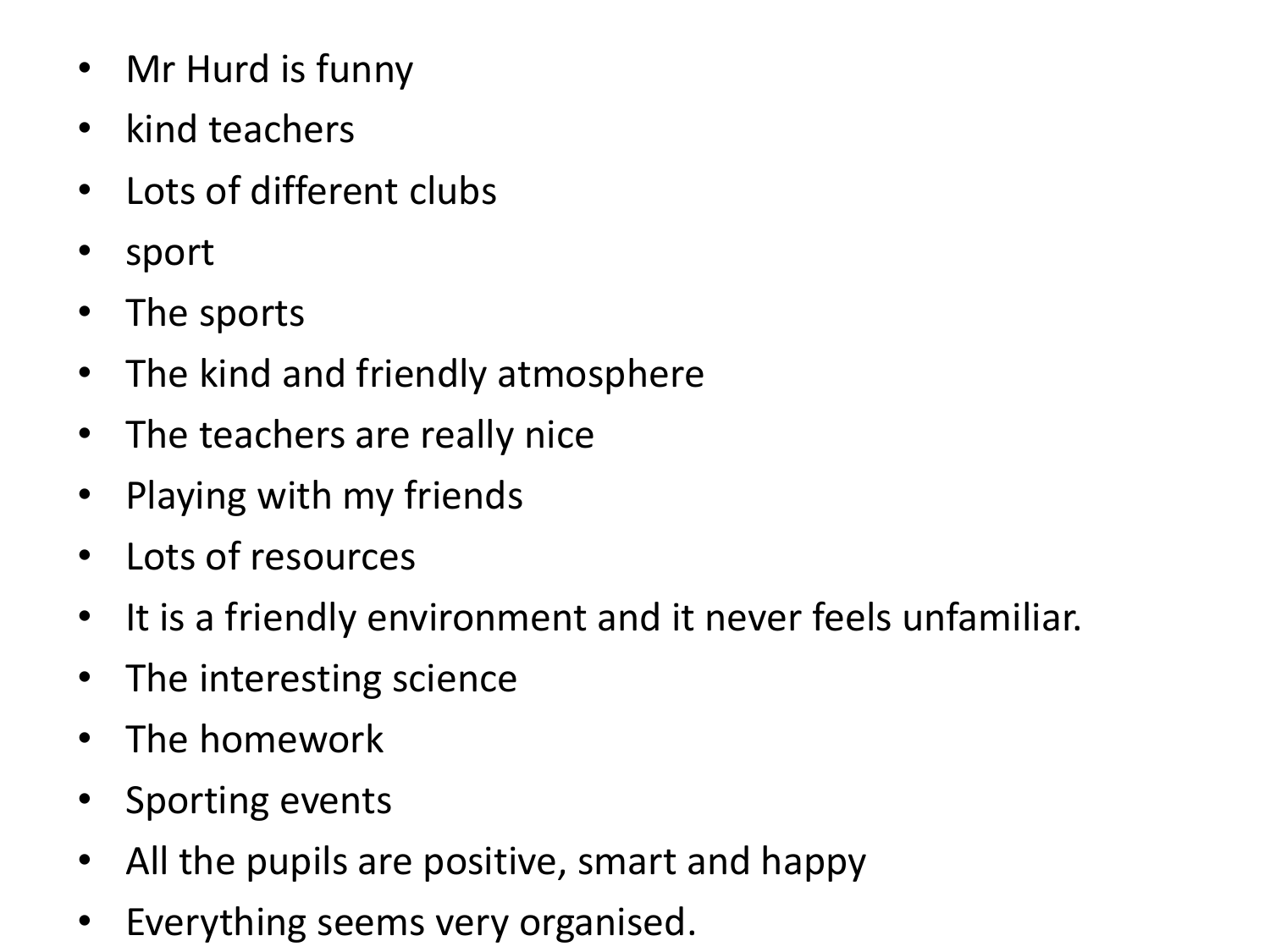- Mr Hurd is funny
- kind teachers
- Lots of different clubs
- sport
- The sports
- The kind and friendly atmosphere
- The teachers are really nice
- Playing with my friends
- Lots of resources
- It is a friendly environment and it never feels unfamiliar.
- The interesting science
- The homework
- Sporting events
- All the pupils are positive, smart and happy
- Everything seems very organised.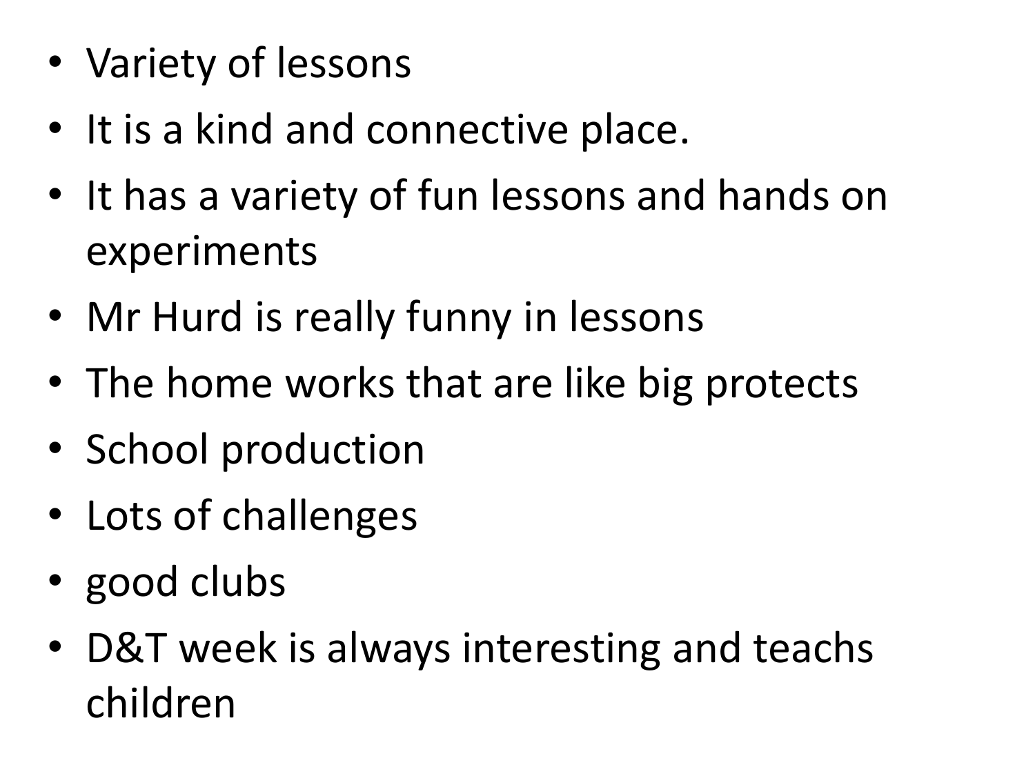- Variety of lessons
- It is a kind and connective place.
- It has a variety of fun lessons and hands on experiments
- Mr Hurd is really funny in lessons
- The home works that are like big protects
- School production
- Lots of challenges
- good clubs
- D&T week is always interesting and teachs children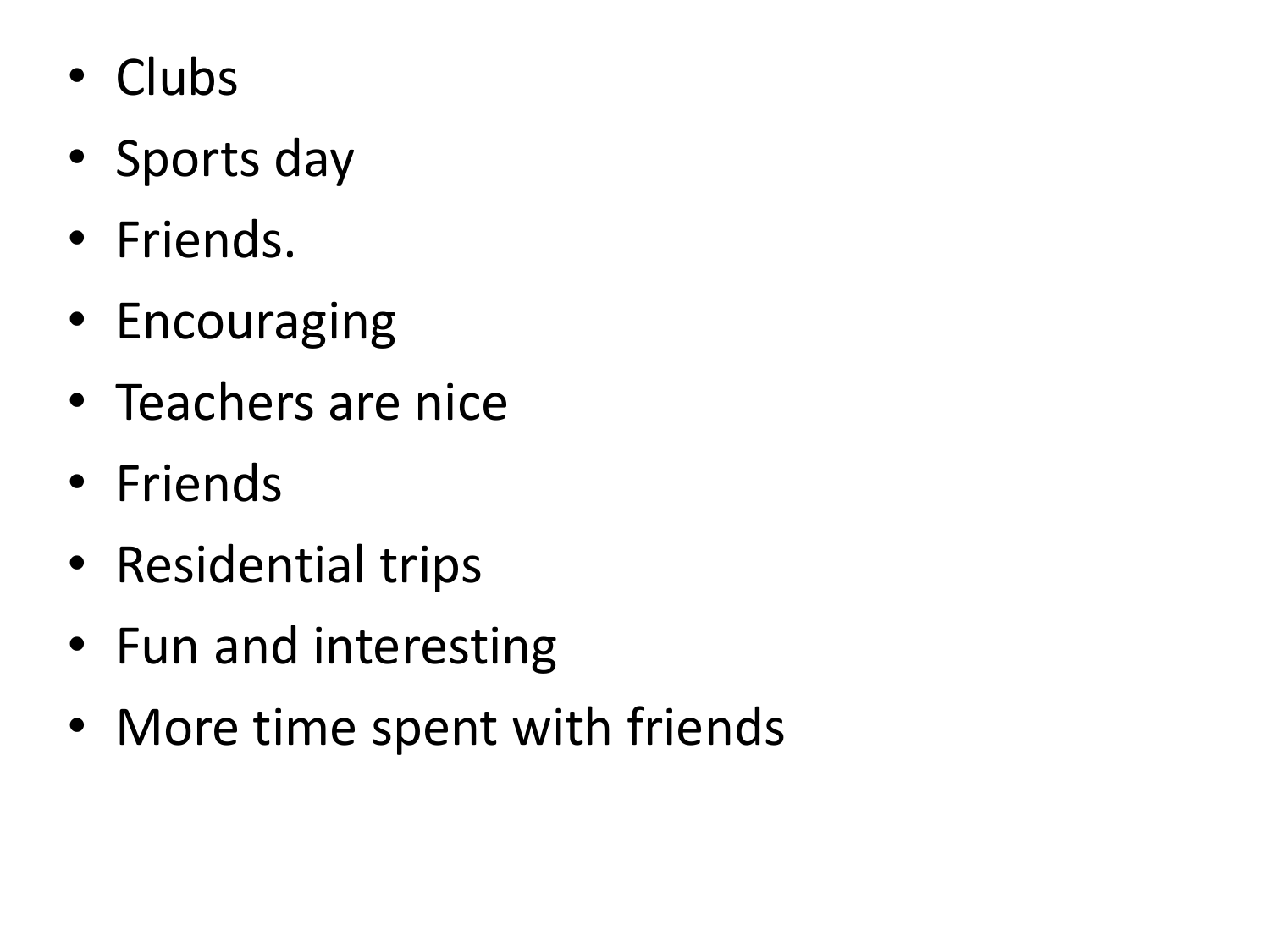- Clubs
- Sports day
- Friends.
- Encouraging
- Teachers are nice
- Friends
- Residential trips
- Fun and interesting
- More time spent with friends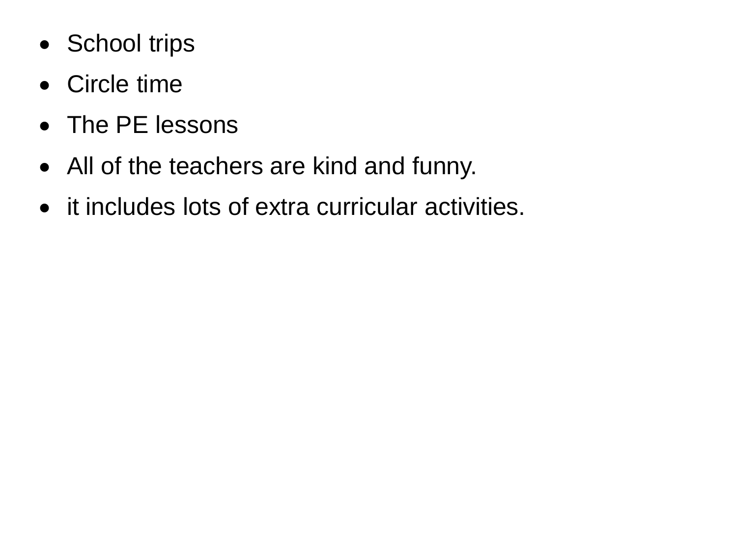- School trips
- Circle time
- The PE lessons
- All of the teachers are kind and funny.
- it includes lots of extra curricular activities.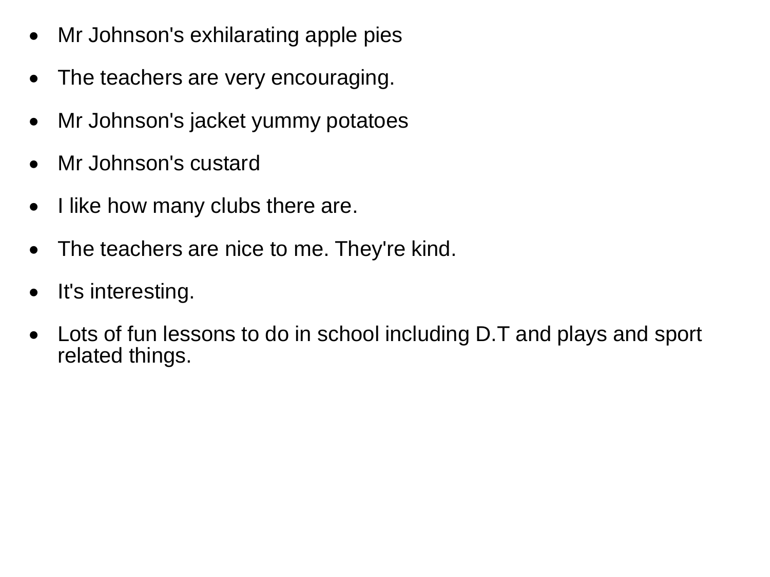- Mr Johnson's exhilarating apple pies
- The teachers are very encouraging.
- Mr Johnson's jacket yummy potatoes
- Mr Johnson's custard
- I like how many clubs there are.
- The teachers are nice to me. They're kind.
- It's interesting.
- Lots of fun lessons to do in school including D.T and plays and sport related things.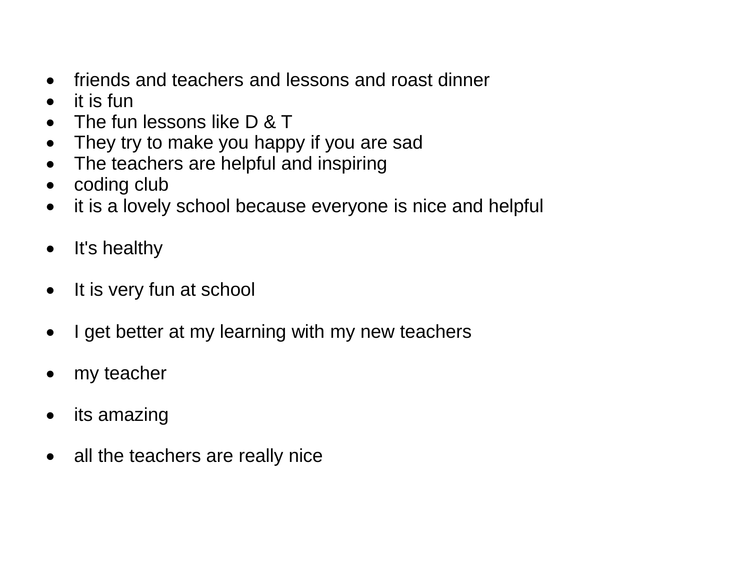- friends and teachers and lessons and roast dinner
- it is fun
- The fun lessons like D & T
- They try to make you happy if you are sad
- The teachers are helpful and inspiring
- coding club
- it is a lovely school because everyone is nice and helpful
- It's healthy
- It is very fun at school
- I get better at my learning with my new teachers
- my teacher
- its amazing
- all the teachers are really nice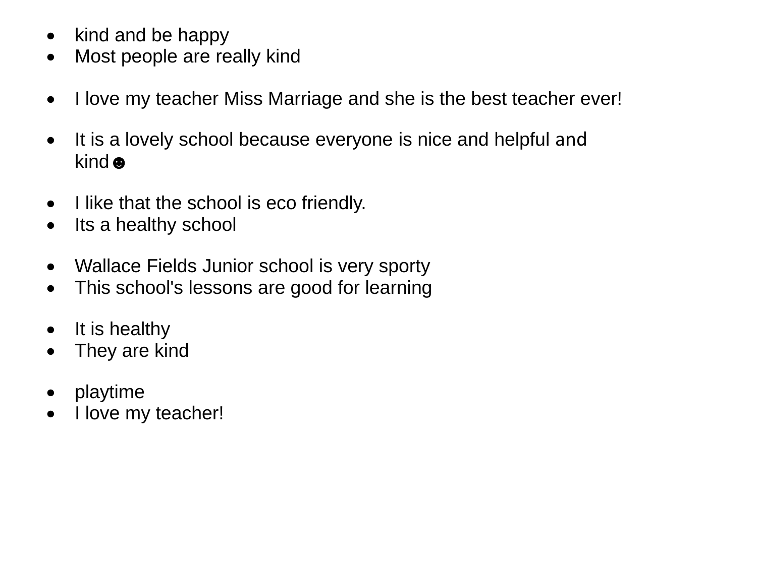- kind and be happy
- Most people are really kind

- I love my teacher Miss Marriage and she is the best teacher ever!

- It is a lovely school because everyone is nice and helpful and kind☻

- I like that the school is eco friendly.
- Its a healthy school

- Wallace Fields Junior school is very sporty
- This school's lessons are good for learning

- It is healthy
- They are kind

- playtime
- I love my teacher!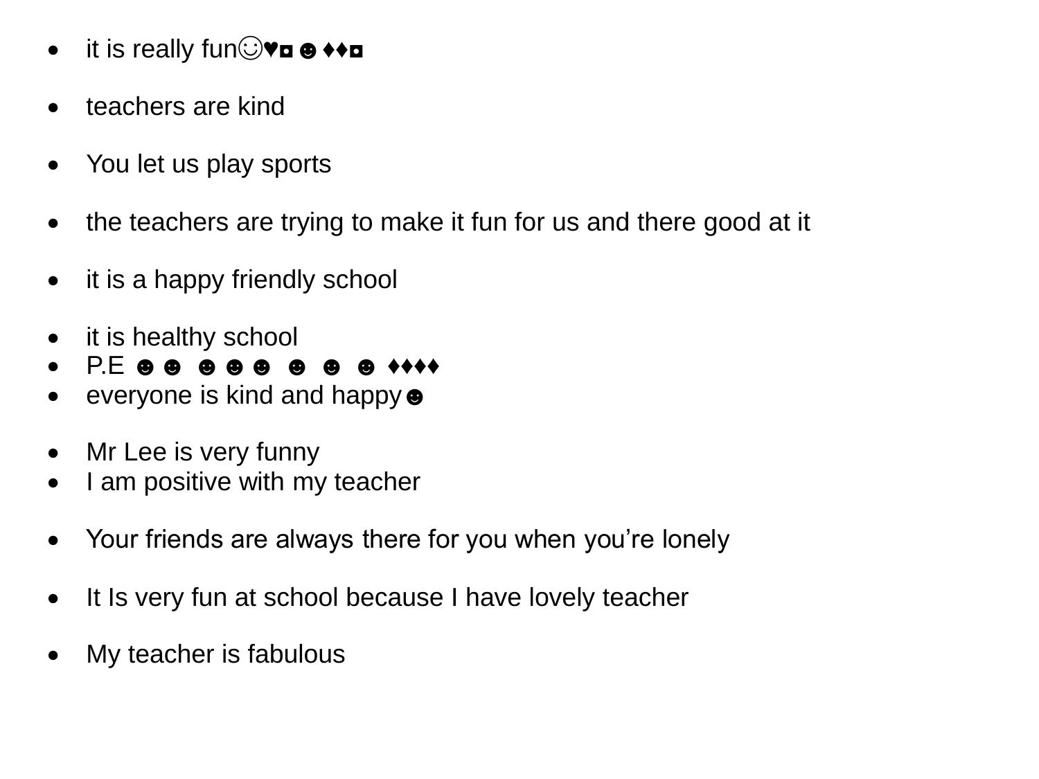- it is really fun☺♥◘☻♦♦◘

- teachers are kind

- You let us play sports

- the teachers are trying to make it fun for us and there good at it

- it is a happy friendly school

- it is healthy school
- P.E ☻☻ ☻☻☻ ☻ ☻ ☻ ♦♦♦♦
- everyone is kind and happy☻

- Mr Lee is very funny
- I am positive with my teacher

- Your friends are always there for you when you're lonely

- It Is very fun at school because I have lovely teacher

- My teacher is fabulous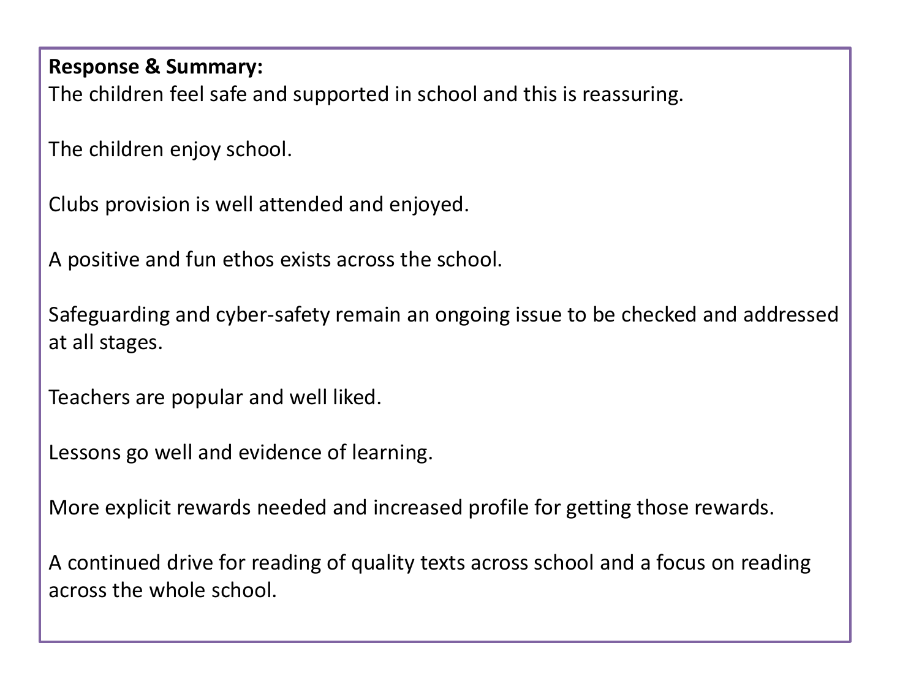**Response & Summary:**

The children feel safe and supported in school and this is reassuring.

The children enjoy school.

Clubs provision is well attended and enjoyed.

A positive and fun ethos exists across the school.

Safeguarding and cyber-safety remain an ongoing issue to be checked and addressed at all stages.

Teachers are popular and well liked.

Lessons go well and evidence of learning.

More explicit rewards needed and increased profile for getting those rewards.

A continued drive for reading of quality texts across school and a focus on reading across the whole school.